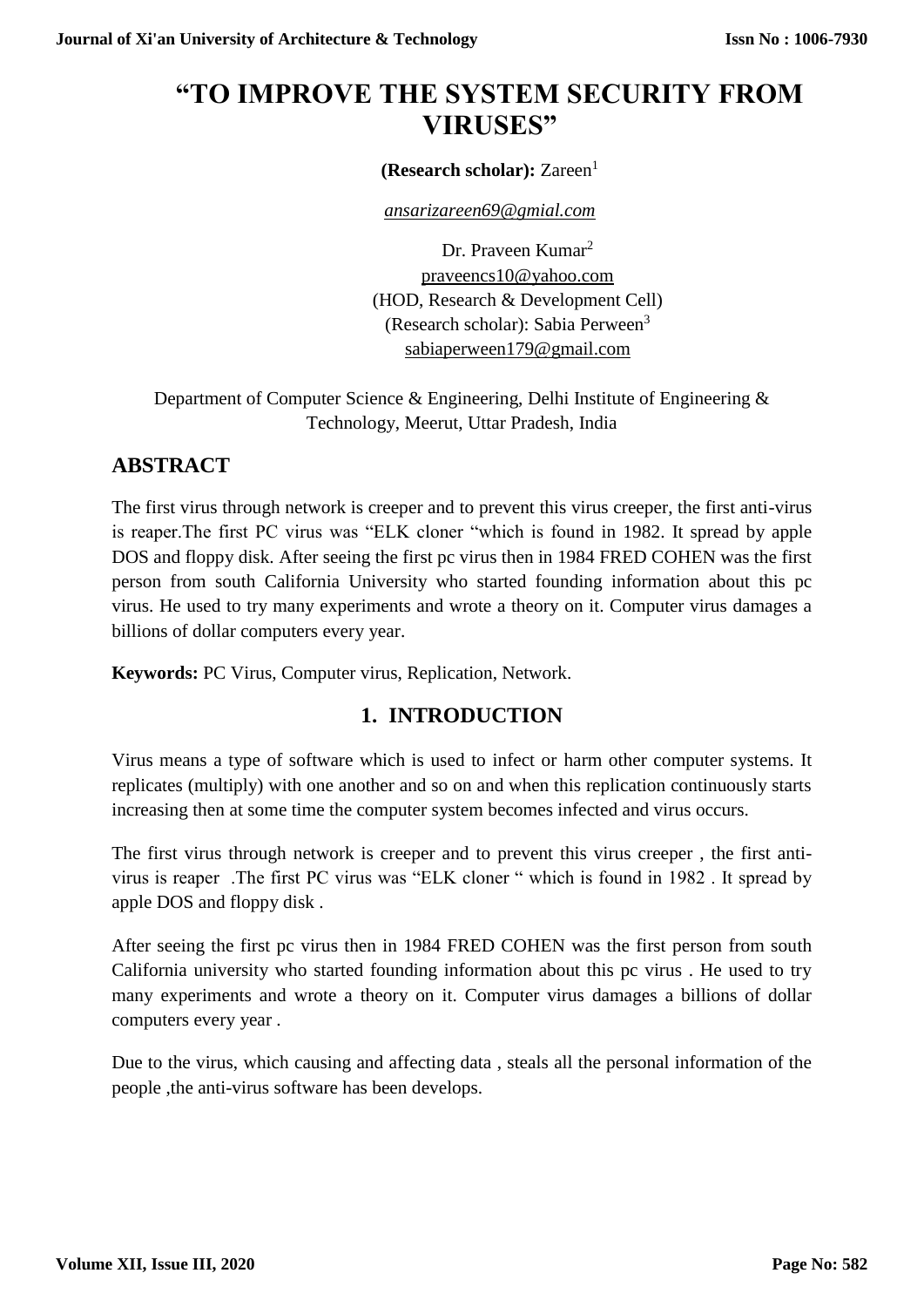# "TO IMPROVE THE SYSTEM SECURITY FROM VIRUSES"

**(Research scholar):** Zareen[1]

*ansarizareen69@gmial.com*

Dr. Praveen Kumar[2]
praveencs10@yahoo.com
(HOD, Research & Development Cell)
(Research scholar): Sabia Perween[3]
sabiaperween179@gmail.com

Department of Computer Science & Engineering, Delhi Institute of Engineering & Technology, Meerut, Uttar Pradesh, India

## ABSTRACT

The first virus through network is creeper and to prevent this virus creeper, the first anti-virus is reaper.The first PC virus was "ELK cloner "which is found in 1982. It spread by apple DOS and floppy disk. After seeing the first pc virus then in 1984 FRED COHEN was the first person from south California University who started founding information about this pc virus. He used to try many experiments and wrote a theory on it. Computer virus damages a billions of dollar computers every year.

**Keywords:** PC Virus, Computer virus, Replication, Network.

## 1. INTRODUCTION

Virus means a type of software which is used to infect or harm other computer systems. It replicates (multiply) with one another and so on and when this replication continuously starts increasing then at some time the computer system becomes infected and virus occurs.

The first virus through network is creeper and to prevent this virus creeper , the first anti-virus is reaper .The first PC virus was "ELK cloner " which is found in 1982 . It spread by apple DOS and floppy disk .

After seeing the first pc virus then in 1984 FRED COHEN was the first person from south California university who started founding information about this pc virus . He used to try many experiments and wrote a theory on it. Computer virus damages a billions of dollar computers every year .

Due to the virus, which causing and affecting data , steals all the personal information of the people ,the anti-virus software has been develops.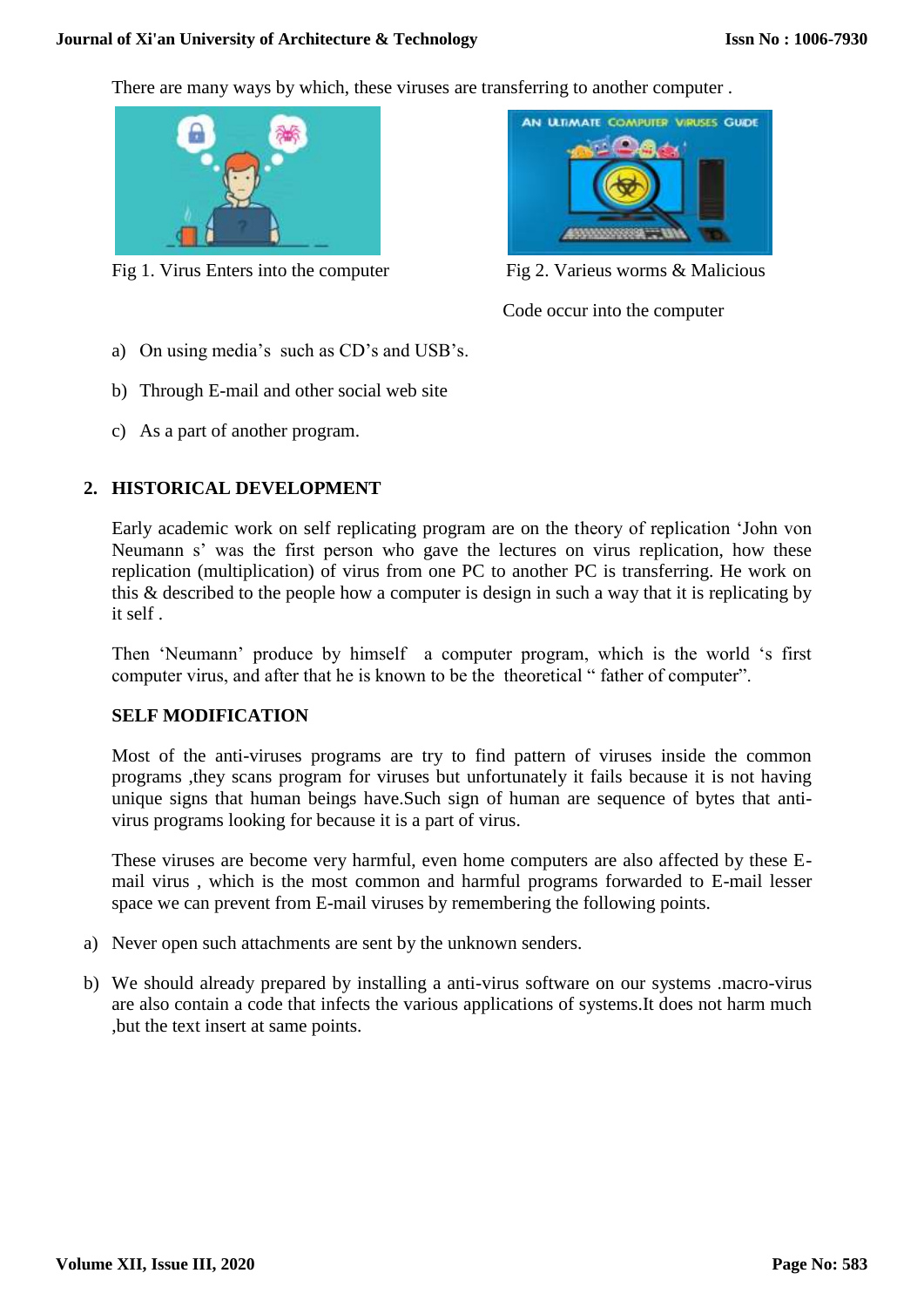There are many ways by which, these viruses are transferring to another computer .

Fig 1. Virus Enters into the computer

Fig 2. Varieus worms & Malicious Code occur into the computer

a) On using media's such as CD's and USB's.

b) Through E-mail and other social web site

c) As a part of another program.

## 2. HISTORICAL DEVELOPMENT

Early academic work on self replicating program are on the theory of replication 'John von Neumann s' was the first person who gave the lectures on virus replication, how these replication (multiplication) of virus from one PC to another PC is transferring. He work on this & described to the people how a computer is design in such a way that it is replicating by it self .

Then 'Neumann' produce by himself a computer program, which is the world 's first computer virus, and after that he is known to be the theoretical " father of computer".

### SELF MODIFICATION

Most of the anti-viruses programs are try to find pattern of viruses inside the common programs ,they scans program for viruses but unfortunately it fails because it is not having unique signs that human beings have.Such sign of human are sequence of bytes that anti-virus programs looking for because it is a part of virus.

These viruses are become very harmful, even home computers are also affected by these E-mail virus , which is the most common and harmful programs forwarded to E-mail lesser space we can prevent from E-mail viruses by remembering the following points.

a) Never open such attachments are sent by the unknown senders.

b) We should already prepared by installing a anti-virus software on our systems .macro-virus are also contain a code that infects the various applications of systems.It does not harm much ,but the text insert at same points.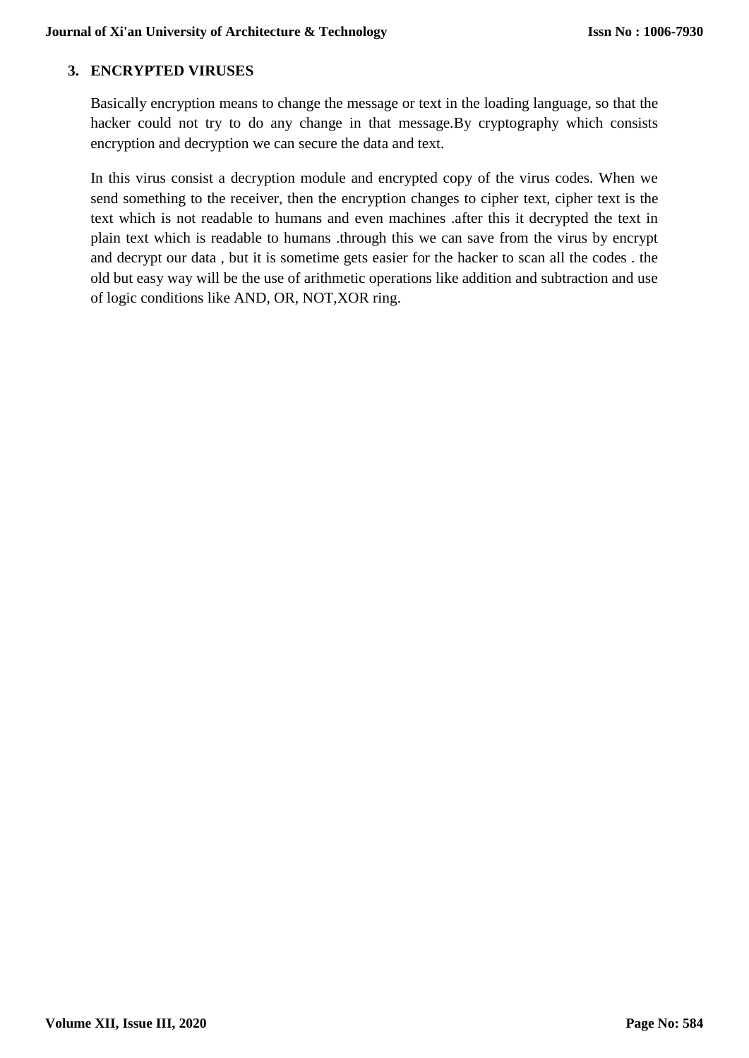## 3. ENCRYPTED VIRUSES

Basically encryption means to change the message or text in the loading language, so that the hacker could not try to do any change in that message.By cryptography which consists encryption and decryption we can secure the data and text.

In this virus consist a decryption module and encrypted copy of the virus codes. When we send something to the receiver, then the encryption changes to cipher text, cipher text is the text which is not readable to humans and even machines .after this it decrypted the text in plain text which is readable to humans .through this we can save from the virus by encrypt and decrypt our data , but it is sometime gets easier for the hacker to scan all the codes . the old but easy way will be the use of arithmetic operations like addition and subtraction and use of logic conditions like AND, OR, NOT,XOR ring.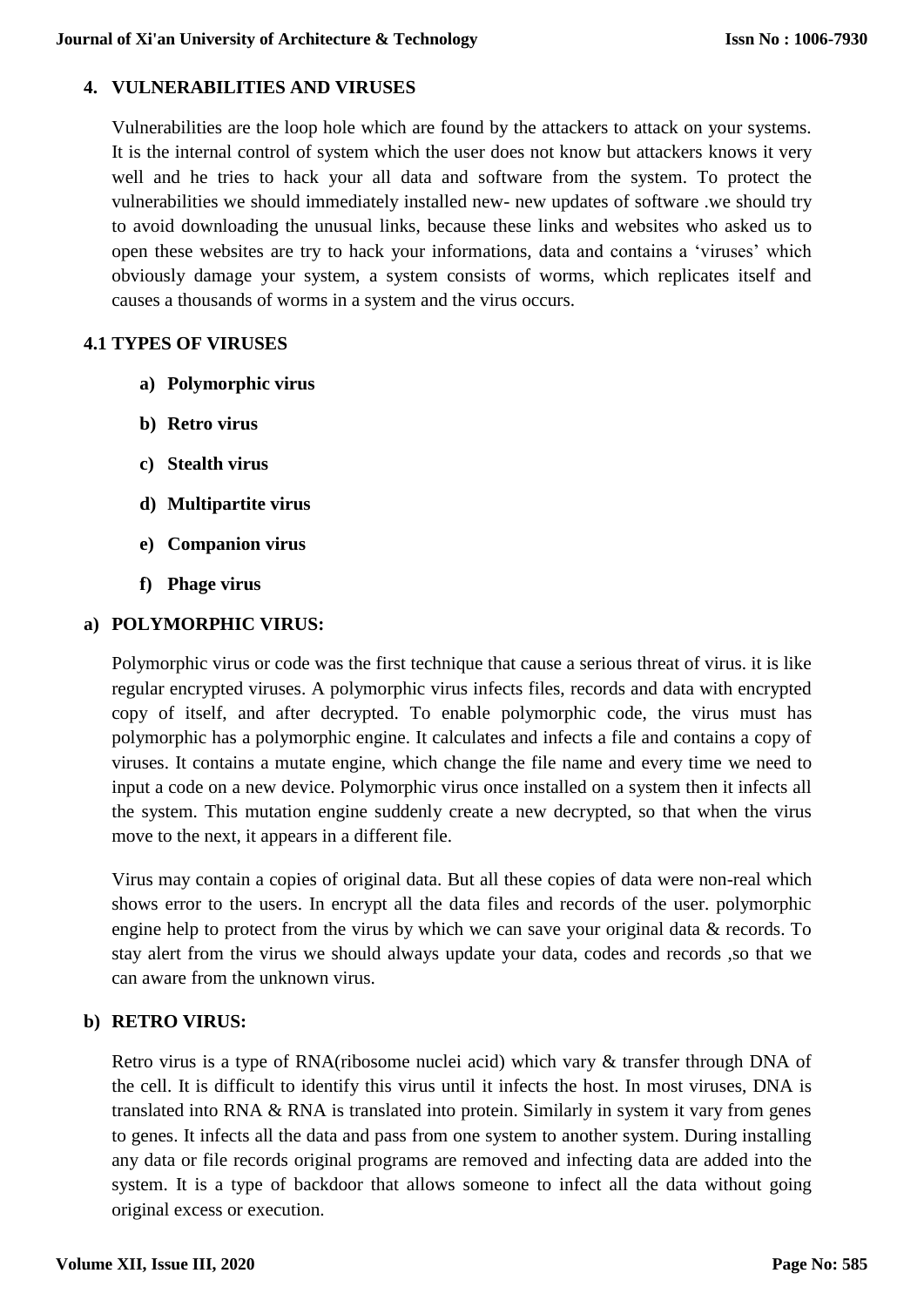## 4. VULNERABILITIES AND VIRUSES

Vulnerabilities are the loop hole which are found by the attackers to attack on your systems. It is the internal control of system which the user does not know but attackers knows it very well and he tries to hack your all data and software from the system. To protect the vulnerabilities we should immediately installed new- new updates of software .we should try to avoid downloading the unusual links, because these links and websites who asked us to open these websites are try to hack your informations, data and contains a 'viruses' which obviously damage your system, a system consists of worms, which replicates itself and causes a thousands of worms in a system and the virus occurs.

### 4.1 TYPES OF VIRUSES

a) **Polymorphic virus**

b) **Retro virus**

c) **Stealth virus**

d) **Multipartite virus**

e) **Companion virus**

f) **Phage virus**

### a) POLYMORPHIC VIRUS:

Polymorphic virus or code was the first technique that cause a serious threat of virus. it is like regular encrypted viruses. A polymorphic virus infects files, records and data with encrypted copy of itself, and after decrypted. To enable polymorphic code, the virus must has polymorphic has a polymorphic engine. It calculates and infects a file and contains a copy of viruses. It contains a mutate engine, which change the file name and every time we need to input a code on a new device. Polymorphic virus once installed on a system then it infects all the system. This mutation engine suddenly create a new decrypted, so that when the virus move to the next, it appears in a different file.

Virus may contain a copies of original data. But all these copies of data were non-real which shows error to the users. In encrypt all the data files and records of the user. polymorphic engine help to protect from the virus by which we can save your original data & records. To stay alert from the virus we should always update your data, codes and records ,so that we can aware from the unknown virus.

### b) RETRO VIRUS:

Retro virus is a type of RNA(ribosome nuclei acid) which vary & transfer through DNA of the cell. It is difficult to identify this virus until it infects the host. In most viruses, DNA is translated into RNA & RNA is translated into protein. Similarly in system it vary from genes to genes. It infects all the data and pass from one system to another system. During installing any data or file records original programs are removed and infecting data are added into the system. It is a type of backdoor that allows someone to infect all the data without going original excess or execution.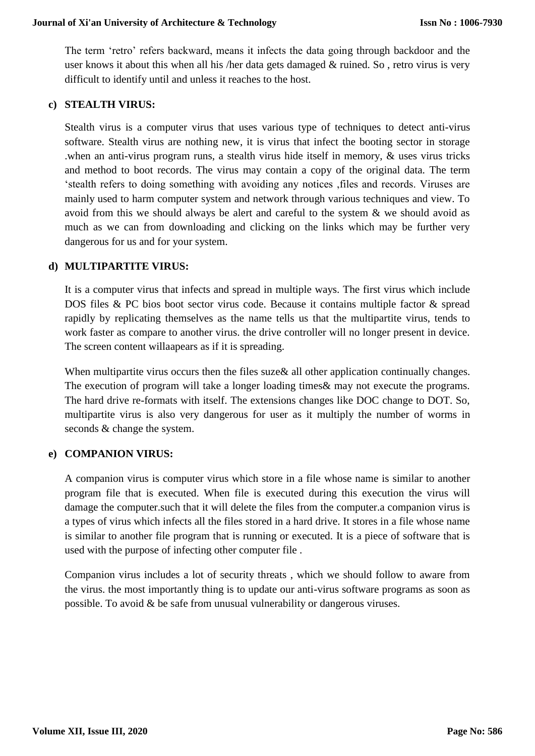The term ‘retro’ refers backward, means it infects the data going through backdoor and the user knows it about this when all his /her data gets damaged & ruined. So , retro virus is very difficult to identify until and unless it reaches to the host.

**c) STEALTH VIRUS:**

Stealth virus is a computer virus that uses various type of techniques to detect anti-virus software. Stealth virus are nothing new, it is virus that infect the booting sector in storage .when an anti-virus program runs, a stealth virus hide itself in memory, & uses virus tricks and method to boot records. The virus may contain a copy of the original data. The term ‘stealth refers to doing something with avoiding any notices ,files and records. Viruses are mainly used to harm computer system and network through various techniques and view. To avoid from this we should always be alert and careful to the system & we should avoid as much as we can from downloading and clicking on the links which may be further very dangerous for us and for your system.

**d) MULTIPARTITE VIRUS:**

It is a computer virus that infects and spread in multiple ways. The first virus which include DOS files & PC bios boot sector virus code. Because it contains multiple factor & spread rapidly by replicating themselves as the name tells us that the multipartite virus, tends to work faster as compare to another virus. the drive controller will no longer present in device. The screen content willaapears as if it is spreading.

When multipartite virus occurs then the files suze& all other application continually changes. The execution of program will take a longer loading times& may not execute the programs. The hard drive re-formats with itself. The extensions changes like DOC change to DOT. So, multipartite virus is also very dangerous for user as it multiply the number of worms in seconds & change the system.

**e) COMPANION VIRUS:**

A companion virus is computer virus which store in a file whose name is similar to another program file that is executed. When file is executed during this execution the virus will damage the computer.such that it will delete the files from the computer.a companion virus is a types of virus which infects all the files stored in a hard drive. It stores in a file whose name is similar to another file program that is running or executed. It is a piece of software that is used with the purpose of infecting other computer file .

Companion virus includes a lot of security threats , which we should follow to aware from the virus. the most importantly thing is to update our anti-virus software programs as soon as possible. To avoid & be safe from unusual vulnerability or dangerous viruses.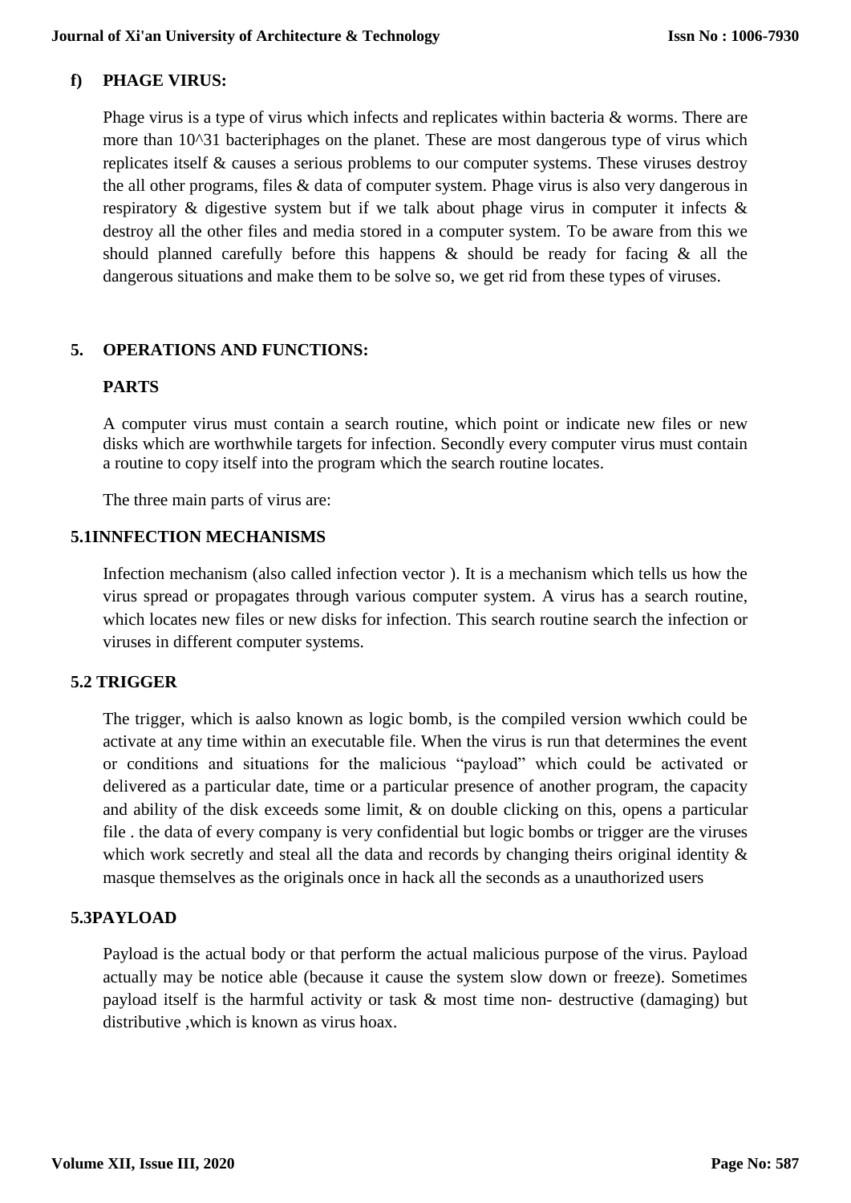## f) PHAGE VIRUS:

Phage virus is a type of virus which infects and replicates within bacteria & worms. There are more than 10^31 bacteriphages on the planet. These are most dangerous type of virus which replicates itself & causes a serious problems to our computer systems. These viruses destroy the all other programs, files & data of computer system. Phage virus is also very dangerous in respiratory & digestive system but if we talk about phage virus in computer it infects & destroy all the other files and media stored in a computer system. To be aware from this we should planned carefully before this happens & should be ready for facing & all the dangerous situations and make them to be solve so, we get rid from these types of viruses.

## 5. OPERATIONS AND FUNCTIONS:

### PARTS

A computer virus must contain a search routine, which point or indicate new files or new disks which are worthwhile targets for infection. Secondly every computer virus must contain a routine to copy itself into the program which the search routine locates.

The three main parts of virus are:

### 5.1INNFECTION MECHANISMS

Infection mechanism (also called infection vector ). It is a mechanism which tells us how the virus spread or propagates through various computer system. A virus has a search routine, which locates new files or new disks for infection. This search routine search the infection or viruses in different computer systems.

### 5.2 TRIGGER

The trigger, which is aalso known as logic bomb, is the compiled version wwhich could be activate at any time within an executable file. When the virus is run that determines the event or conditions and situations for the malicious “payload” which could be activated or delivered as a particular date, time or a particular presence of another program, the capacity and ability of the disk exceeds some limit, & on double clicking on this, opens a particular file . the data of every company is very confidential but logic bombs or trigger are the viruses which work secretly and steal all the data and records by changing theirs original identity & masque themselves as the originals once in hack all the seconds as a unauthorized users

### 5.3PAYLOAD

Payload is the actual body or that perform the actual malicious purpose of the virus. Payload actually may be notice able (because it cause the system slow down or freeze). Sometimes payload itself is the harmful activity or task & most time non- destructive (damaging) but distributive ,which is known as virus hoax.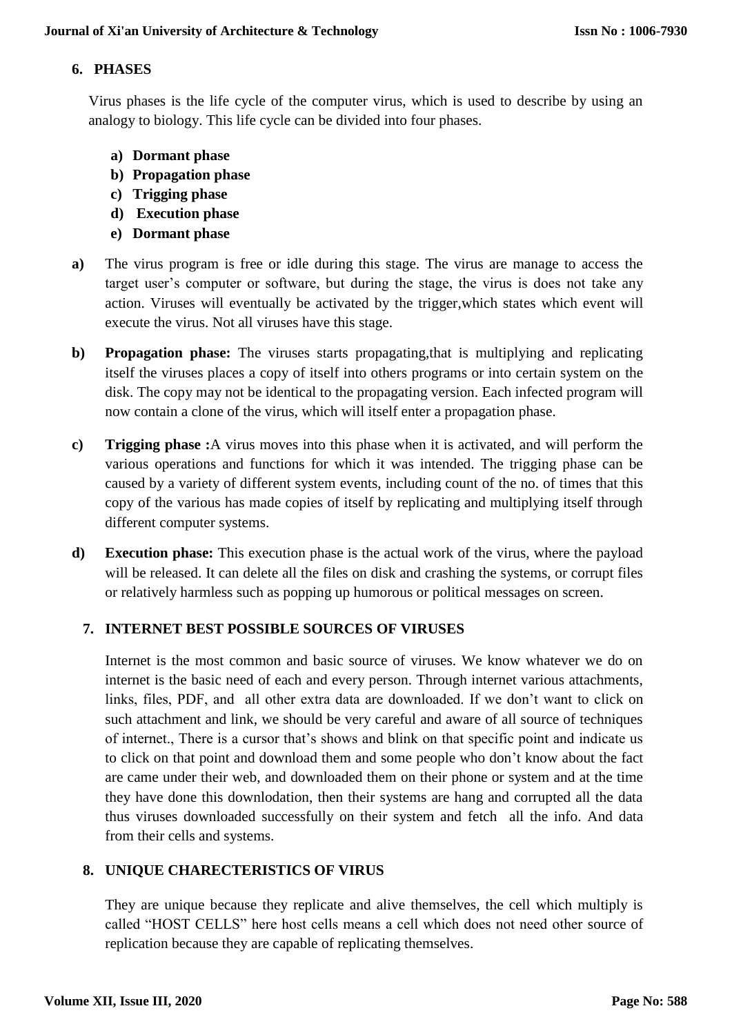## 6. PHASES

Virus phases is the life cycle of the computer virus, which is used to describe by using an analogy to biology. This life cycle can be divided into four phases.

a) **Dormant phase**
b) **Propagation phase**
c) **Trigging phase**
d) **Execution phase**
e) **Dormant phase**

**a)** The virus program is free or idle during this stage. The virus are manage to access the target user's computer or software, but during the stage, the virus is does not take any action. Viruses will eventually be activated by the trigger,which states which event will execute the virus. Not all viruses have this stage.

**b)** **Propagation phase:** The viruses starts propagating,that is multiplying and replicating itself the viruses places a copy of itself into others programs or into certain system on the disk. The copy may not be identical to the propagating version. Each infected program will now contain a clone of the virus, which will itself enter a propagation phase.

**c)** **Trigging phase :**A virus moves into this phase when it is activated, and will perform the various operations and functions for which it was intended. The trigging phase can be caused by a variety of different system events, including count of the no. of times that this copy of the various has made copies of itself by replicating and multiplying itself through different computer systems.

**d)** **Execution phase:** This execution phase is the actual work of the virus, where the payload will be released. It can delete all the files on disk and crashing the systems, or corrupt files or relatively harmless such as popping up humorous or political messages on screen.

## 7. INTERNET BEST POSSIBLE SOURCES OF VIRUSES

Internet is the most common and basic source of viruses. We know whatever we do on internet is the basic need of each and every person. Through internet various attachments, links, files, PDF, and all other extra data are downloaded. If we don't want to click on such attachment and link, we should be very careful and aware of all source of techniques of internet., There is a cursor that's shows and blink on that specific point and indicate us to click on that point and download them and some people who don't know about the fact are came under their web, and downloaded them on their phone or system and at the time they have done this downlodation, then their systems are hang and corrupted all the data thus viruses downloaded successfully on their system and fetch all the info. And data from their cells and systems.

## 8. UNIQUE CHARECTERISTICS OF VIRUS

They are unique because they replicate and alive themselves, the cell which multiply is called "HOST CELLS" here host cells means a cell which does not need other source of replication because they are capable of replicating themselves.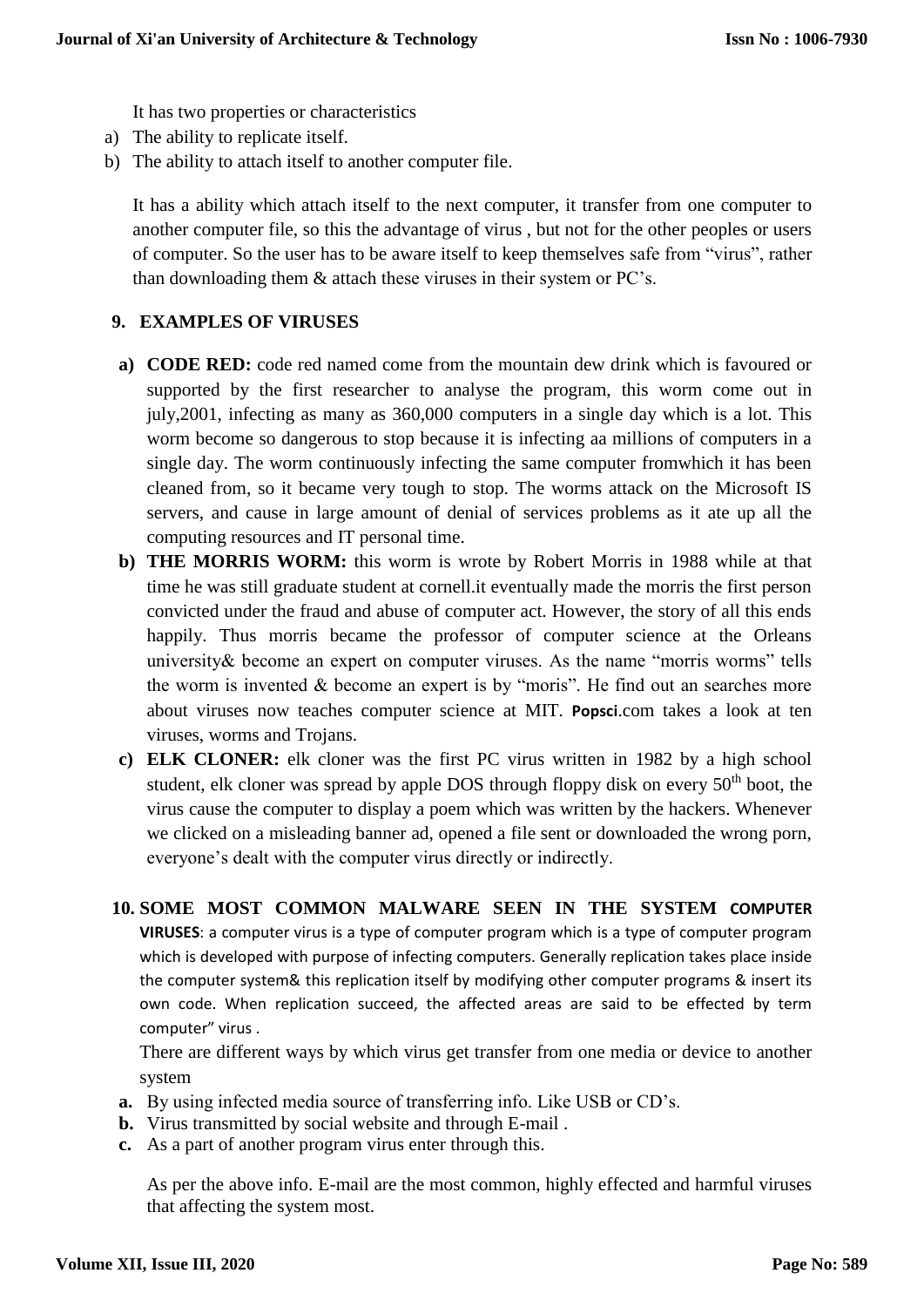It has two properties or characteristics

a) The ability to replicate itself.
b) The ability to attach itself to another computer file.

It has a ability which attach itself to the next computer, it transfer from one computer to another computer file, so this the advantage of virus , but not for the other peoples or users of computer. So the user has to be aware itself to keep themselves safe from "virus", rather than downloading them & attach these viruses in their system or PC's.

## 9. EXAMPLES OF VIRUSES

a) **CODE RED:** code red named come from the mountain dew drink which is favoured or supported by the first researcher to analyse the program, this worm come out in july,2001, infecting as many as 360,000 computers in a single day which is a lot. This worm become so dangerous to stop because it is infecting aa millions of computers in a single day. The worm continuously infecting the same computer fromwhich it has been cleaned from, so it became very tough to stop. The worms attack on the Microsoft IS servers, and cause in large amount of denial of services problems as it ate up all the computing resources and IT personal time.

b) **THE MORRIS WORM:** this worm is wrote by Robert Morris in 1988 while at that time he was still graduate student at cornell.it eventually made the morris the first person convicted under the fraud and abuse of computer act. However, the story of all this ends happily. Thus morris became the professor of computer science at the Orleans university& become an expert on computer viruses. As the name "morris worms" tells the worm is invented & become an expert is by "moris". He find out an searches more about viruses now teaches computer science at MIT. **Popsci**.com takes a look at ten viruses, worms and Trojans.

c) **ELK CLONER:** elk cloner was the first PC virus written in 1982 by a high school student, elk cloner was spread by apple DOS through floppy disk on every 50th boot, the virus cause the computer to display a poem which was written by the hackers. Whenever we clicked on a misleading banner ad, opened a file sent or downloaded the wrong porn, everyone's dealt with the computer virus directly or indirectly.

## 10. SOME MOST COMMON MALWARE SEEN IN THE SYSTEM

**COMPUTER VIRUSES**: a computer virus is a type of computer program which is a type of computer program which is developed with purpose of infecting computers. Generally replication takes place inside the computer system& this replication itself by modifying other computer programs & insert its own code. When replication succeed, the affected areas are said to be effected by term computer" virus .

There are different ways by which virus get transfer from one media or device to another system

a. By using infected media source of transferring info. Like USB or CD's.
b. Virus transmitted by social website and through E-mail .
c. As a part of another program virus enter through this.

As per the above info. E-mail are the most common, highly effected and harmful viruses that affecting the system most.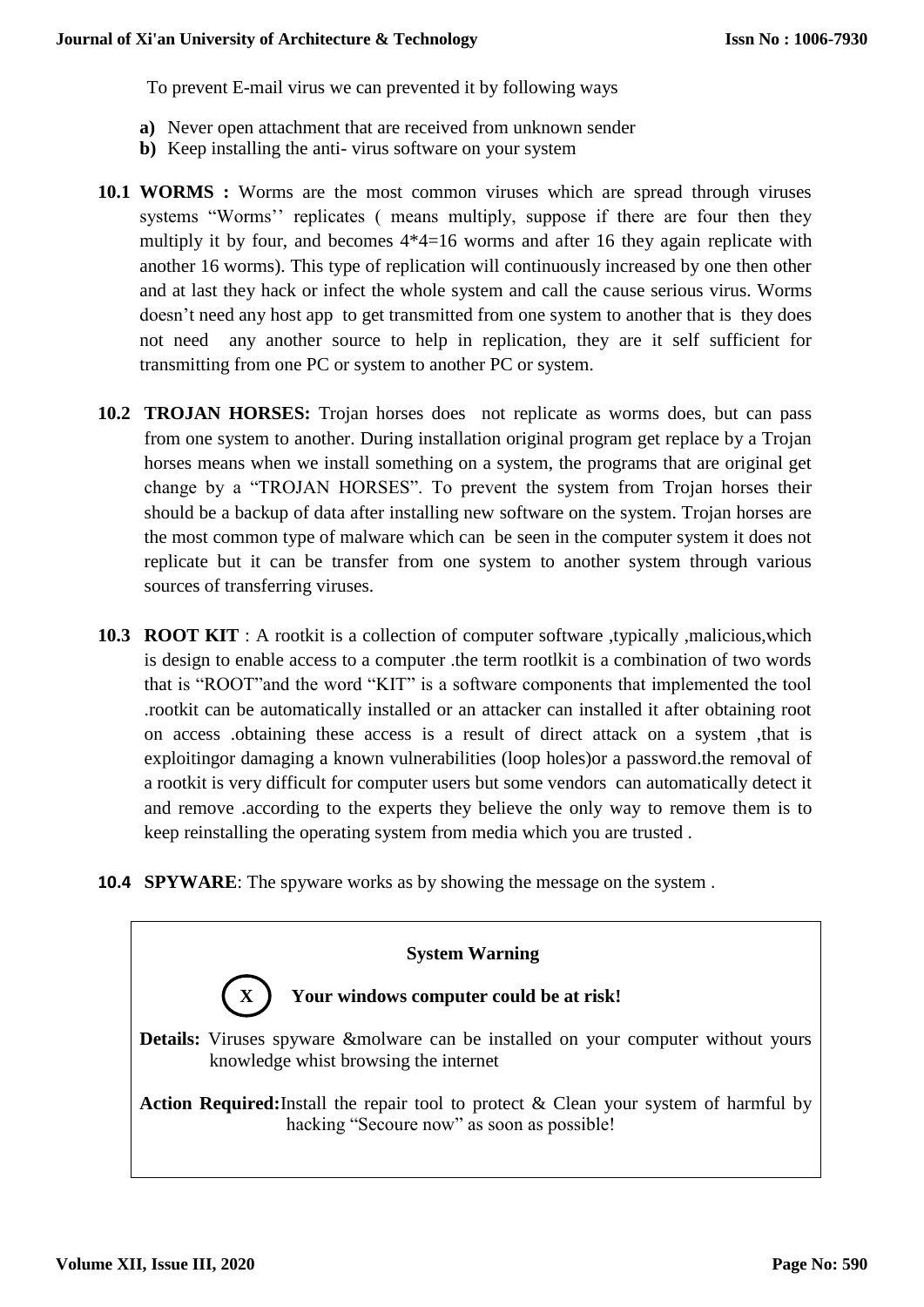To prevent E-mail virus we can prevented it by following ways

**a)** Never open attachment that are received from unknown sender
**b)** Keep installing the anti- virus software on your system

**10.1 WORMS :** Worms are the most common viruses which are spread through viruses systems "Worms'' replicates ( means multiply, suppose if there are four then they multiply it by four, and becomes 4*4=16 worms and after 16 they again replicate with another 16 worms). This type of replication will continuously increased by one then other and at last they hack or infect the whole system and call the cause serious virus. Worms doesn't need any host app to get transmitted from one system to another that is they does not need any another source to help in replication, they are it self sufficient for transmitting from one PC or system to another PC or system.

**10.2 TROJAN HORSES:** Trojan horses does not replicate as worms does, but can pass from one system to another. During installation original program get replace by a Trojan horses means when we install something on a system, the programs that are original get change by a "TROJAN HORSES". To prevent the system from Trojan horses their should be a backup of data after installing new software on the system. Trojan horses are the most common type of malware which can be seen in the computer system it does not replicate but it can be transfer from one system to another system through various sources of transferring viruses.

**10.3 ROOT KIT** : A rootkit is a collection of computer software ,typically ,malicious,which is design to enable access to a computer .the term rootlkit is a combination of two words that is "ROOT"and the word "KIT" is a software components that implemented the tool .rootkit can be automatically installed or an attacker can installed it after obtaining root on access .obtaining these access is a result of direct attack on a system ,that is exploitingor damaging a known vulnerabilities (loop holes)or a password.the removal of a rootkit is very difficult for computer users but some vendors can automatically detect it and remove .according to the experts they believe the only way to remove them is to keep reinstalling the operating system from media which you are trusted .

**10.4 SPYWARE**: The spyware works as by showing the message on the system .

**System Warning**

**X** **Your windows computer could be at risk!**

**Details:** Viruses spyware &molware can be installed on your computer without yours knowledge whist browsing the internet

**Action Required:**Install the repair tool to protect & Clean your system of harmful by hacking "Secoure now" as soon as possible!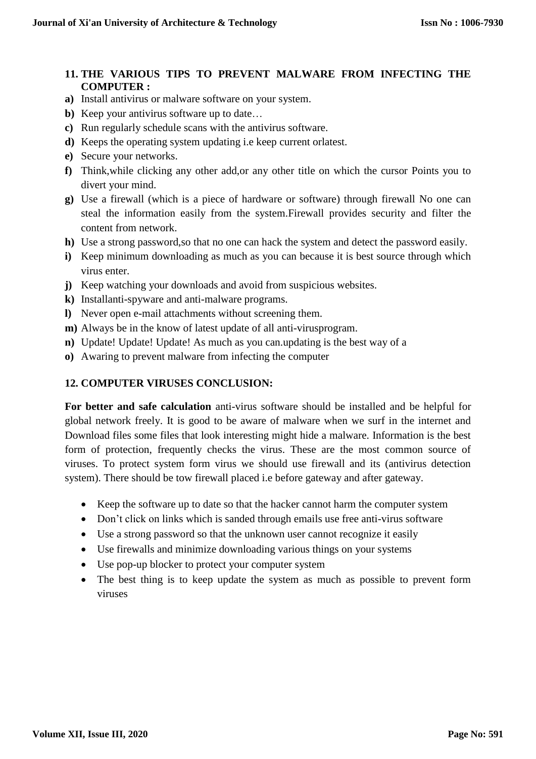## 11. THE VARIOUS TIPS TO PREVENT MALWARE FROM INFECTING THE COMPUTER :

**a)** Install antivirus or malware software on your system.

**b)** Keep your antivirus software up to date…

**c)** Run regularly schedule scans with the antivirus software.

**d)** Keeps the operating system updating i.e keep current orlatest.

**e)** Secure your networks.

**f)** Think,while clicking any other add,or any other title on which the cursor Points you to divert your mind.

**g)** Use a firewall (which is a piece of hardware or software) through firewall No one can steal the information easily from the system.Firewall provides security and filter the content from network.

**h)** Use a strong password,so that no one can hack the system and detect the password easily.

**i)** Keep minimum downloading as much as you can because it is best source through which virus enter.

**j)** Keep watching your downloads and avoid from suspicious websites.

**k)** Installanti-spyware and anti-malware programs.

**l)** Never open e-mail attachments without screening them.

**m)** Always be in the know of latest update of all anti-virusprogram.

**n)** Update! Update! Update! As much as you can.updating is the best way of a

**o)** Awaring to prevent malware from infecting the computer

## 12. COMPUTER VIRUSES CONCLUSION:

**For better and safe calculation** anti-virus software should be installed and be helpful for global network freely. It is good to be aware of malware when we surf in the internet and Download files some files that look interesting might hide a malware. Information is the best form of protection, frequently checks the virus. These are the most common source of viruses. To protect system form virus we should use firewall and its (antivirus detection system). There should be tow firewall placed i.e before gateway and after gateway.

- Keep the software up to date so that the hacker cannot harm the computer system
- Don't click on links which is sanded through emails use free anti-virus software
- Use a strong password so that the unknown user cannot recognize it easily
- Use firewalls and minimize downloading various things on your systems
- Use pop-up blocker to protect your computer system
- The best thing is to keep update the system as much as possible to prevent form viruses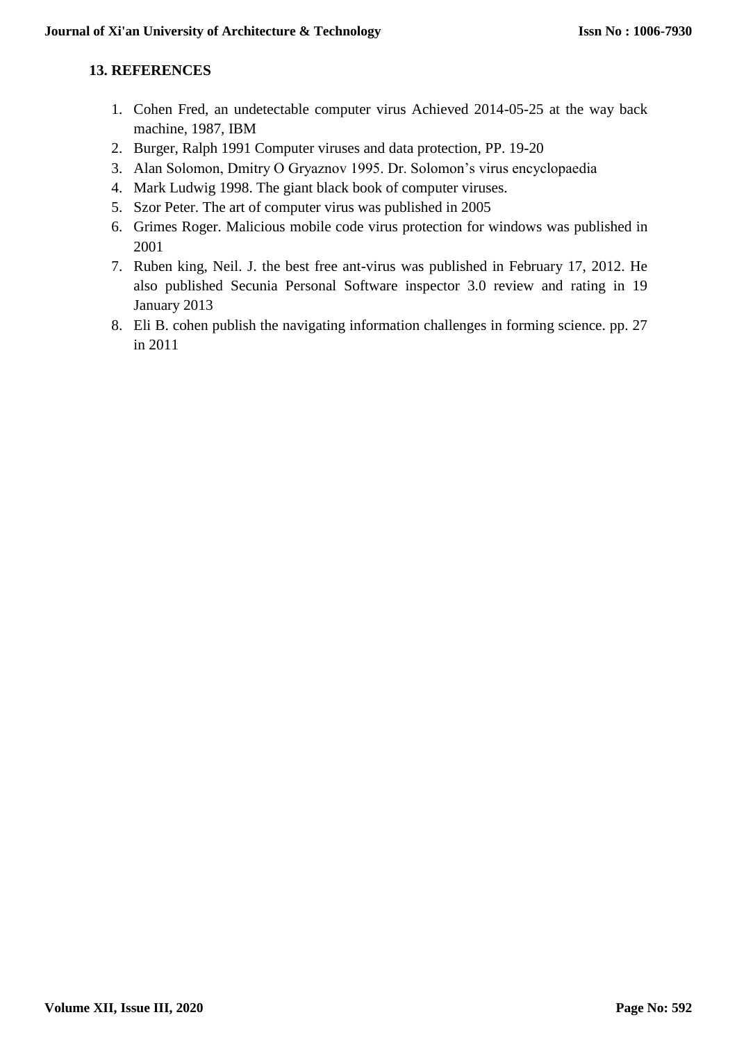## 13. REFERENCES

1. Cohen Fred, an undetectable computer virus Achieved 2014-05-25 at the way back machine, 1987, IBM
2. Burger, Ralph 1991 Computer viruses and data protection, PP. 19-20
3. Alan Solomon, Dmitry O Gryaznov 1995. Dr. Solomon's virus encyclopaedia
4. Mark Ludwig 1998. The giant black book of computer viruses.
5. Szor Peter. The art of computer virus was published in 2005
6. Grimes Roger. Malicious mobile code virus protection for windows was published in 2001
7. Ruben king, Neil. J. the best free ant-virus was published in February 17, 2012. He also published Secunia Personal Software inspector 3.0 review and rating in 19 January 2013
8. Eli B. cohen publish the navigating information challenges in forming science. pp. 27 in 2011